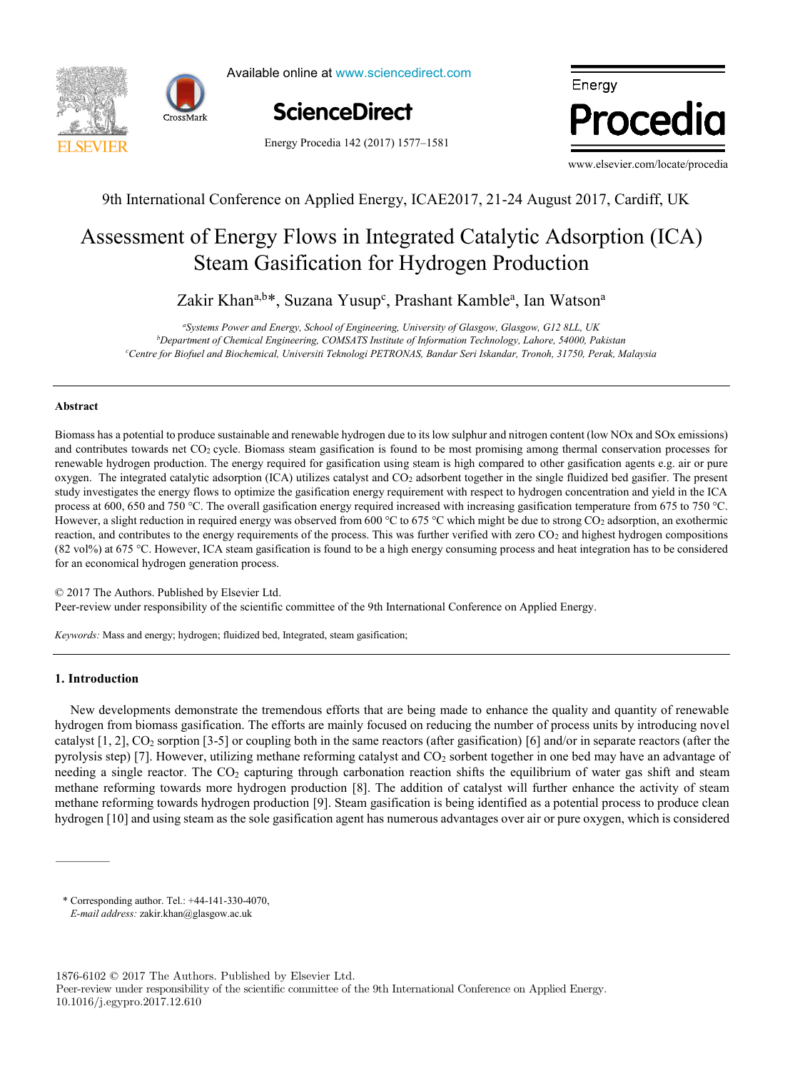9th International Conference on Applied Energy, ICAE2017, 21-24 August 2017, Cardiff, UK

# Assessment of Energy Flows in Integrated Catalytic Adsorption (ICA) Steam Gasification for Hydrogen Production

Zakir Khan[a,b]*, Suzana Yusup[c], Prashant Kamble[a], Ian Watson[a]

[a]*Systems Power and Energy, School of Engineering, University of Glasgow, Glasgow, G12 8LL, UK*
[b]*Department of Chemical Engineering, COMSATS Institute of Information Technology, Lahore, 54000, Pakistan*
[c]*Centre for Biofuel and Biochemical, Universiti Teknologi PETRONAS, Bandar Seri Iskandar, Tronoh, 31750, Perak, Malaysia*

## Abstract

Biomass has a potential to produce sustainable and renewable hydrogen due to its low sulphur and nitrogen content (low NOx and SOx emissions) and contributes towards net $CO_2$ cycle. Biomass steam gasification is found to be most promising among thermal conservation processes for renewable hydrogen production. The energy required for gasification using steam is high compared to other gasification agents e.g. air or pure oxygen. The integrated catalytic adsorption (ICA) utilizes catalyst and $CO_2$ adsorbent together in the single fluidized bed gasifier. The present study investigates the energy flows to optimize the gasification energy requirement with respect to hydrogen concentration and yield in the ICA process at 600, 650 and 750 °C. The overall gasification energy required increased with increasing gasification temperature from 675 to 750 °C. However, a slight reduction in required energy was observed from 600 °C to 675 °C which might be due to strong $CO_2$ adsorption, an exothermic reaction, and contributes to the energy requirements of the process. This was further verified with zero $CO_2$ and highest hydrogen compositions (82 vol%) at 675 °C. However, ICA steam gasification is found to be a high energy consuming process and heat integration has to be considered for an economical hydrogen generation process.

© 2017 The Authors. Published by Elsevier Ltd.
Peer-review under responsibility of the scientific committee of the 9th International Conference on Applied Energy.

*Keywords:* Mass and energy; hydrogen; fluidized bed, Integrated, steam gasification;

## 1. Introduction

New developments demonstrate the tremendous efforts that are being made to enhance the quality and quantity of renewable hydrogen from biomass gasification. The efforts are mainly focused on reducing the number of process units by introducing novel catalyst [1, 2], $CO_2$ sorption [3-5] or coupling both in the same reactors (after gasification) [6] and/or in separate reactors (after the pyrolysis step) [7]. However, utilizing methane reforming catalyst and $CO_2$ sorbent together in one bed may have an advantage of needing a single reactor. The $CO_2$ capturing through carbonation reaction shifts the equilibrium of water gas shift and steam methane reforming towards more hydrogen production [8]. The addition of catalyst will further enhance the activity of steam methane reforming towards hydrogen production [9]. Steam gasification is being identified as a potential process to produce clean hydrogen [10] and using steam as the sole gasification agent has numerous advantages over air or pure oxygen, which is considered

\* Corresponding author. Tel.: +44-141-330-4070,
*E-mail address:* zakir.khan@glasgow.ac.uk

1876-6102 © 2017 The Authors. Published by Elsevier Ltd.
Peer-review under responsibility of the scientific committee of the 9th International Conference on Applied Energy.
10.1016/j.egypro.2017.12.610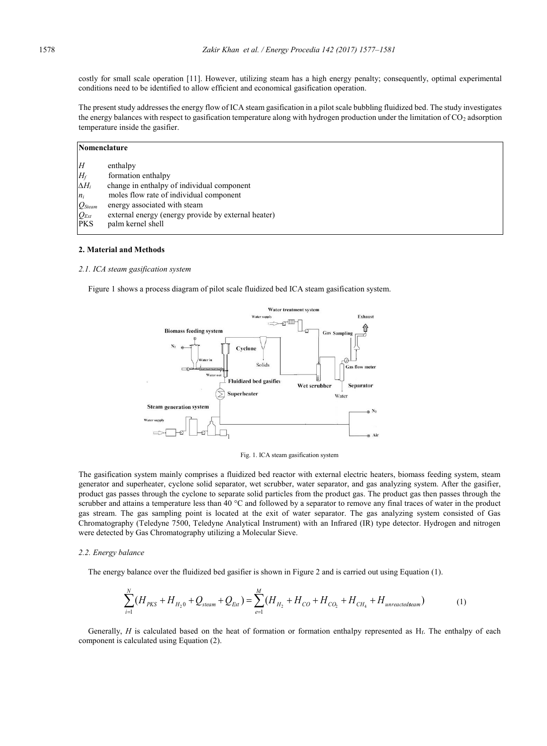costly for small scale operation [11]. However, utilizing steam has a high energy penalty; consequently, optimal experimental conditions need to be identified to allow efficient and economical gasification operation.

The present study addresses the energy flow of ICA steam gasification in a pilot scale bubbling fluidized bed. The study investigates the energy balances with respect to gasification temperature along with hydrogen production under the limitation of $CO_2$ adsorption temperature inside the gasifier.

| **Nomenclature** | |
|---|---|
| $H$ | enthalpy |
| $H_f$ | formation enthalpy |
| $\Delta H_i$ | change in enthalpy of individual component |
| $n_i$ | moles flow rate of individual component |
| $Q_{Steam}$ | energy associated with steam |
| $Q_{Ext}$ | external energy (energy provide by external heater) |
| PKS | palm kernel shell |

## 2. Material and Methods

### *2.1. ICA steam gasification system*

Figure 1 shows a process diagram of pilot scale fluidized bed ICA steam gasification system.

Fig. 1. ICA steam gasification system

The gasification system mainly comprises a fluidized bed reactor with external electric heaters, biomass feeding system, steam generator and superheater, cyclone solid separator, wet scrubber, water separator, and gas analyzing system. After the gasifier, product gas passes through the cyclone to separate solid particles from the product gas. The product gas then passes through the scrubber and attains a temperature less than 40 °C and followed by a separator to remove any final traces of water in the product gas stream. The gas sampling point is located at the exit of water separator. The gas analyzing system consisted of Gas Chromatography (Teledyne 7500, Teledyne Analytical Instrument) with an Infrared (IR) type detector. Hydrogen and nitrogen were detected by Gas Chromatography utilizing a Molecular Sieve.

### *2.2. Energy balance*

The energy balance over the fluidized bed gasifier is shown in Figure 2 and is carried out using Equation (1).

$$\sum_{i=1}^{N}(H_{PKS} + H_{H_20} + Q_{steam} + Q_{Ext}) = \sum_{e=1}^{M}(H_{H_2} + H_{CO} + H_{CO_2} + H_{CH_4} + H_{unreactedsteam}) \tag{1}$$

Generally, $H$ is calculated based on the heat of formation or formation enthalpy represented as $H_f$. The enthalpy of each component is calculated using Equation (2).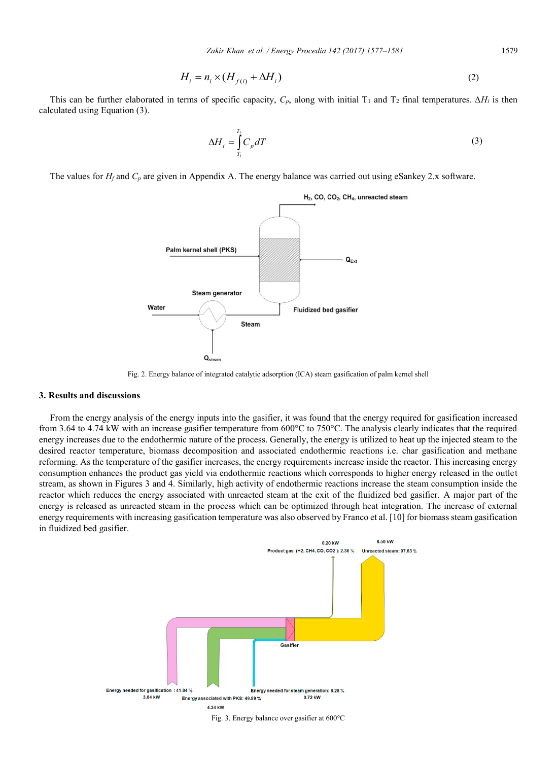$$H_i = n_i \times (H_{f(i)} + \Delta H_i) \tag{2}$$

This can be further elaborated in terms of specific capacity, $C_p$, along with initial $T_1$ and $T_2$ final temperatures. $\Delta H_i$ is then calculated using Equation (3).

$$\Delta H_i = \int_{T_1}^{T_2} C_p \, dT \tag{3}$$

The values for $H_f$ and $C_p$ are given in Appendix A. The energy balance was carried out using eSankey 2.x software.

Fig. 2. Energy balance of integrated catalytic adsorption (ICA) steam gasification of palm kernel shell

## 3. Results and discussions

From the energy analysis of the energy inputs into the gasifier, it was found that the energy required for gasification increased from 3.64 to 4.74 kW with an increase gasifier temperature from 600°C to 750°C. The analysis clearly indicates that the required energy increases due to the endothermic nature of the process. Generally, the energy is utilized to heat up the injected steam to the desired reactor temperature, biomass decomposition and associated endothermic reactions i.e. char gasification and methane reforming. As the temperature of the gasifier increases, the energy requirements increase inside the reactor. This increasing energy consumption enhances the product gas yield via endothermic reactions which corresponds to higher energy released in the outlet stream, as shown in Figures 3 and 4. Similarly, high activity of endothermic reactions increase the steam consumption inside the reactor which reduces the energy associated with unreacted steam at the exit of the fluidized bed gasifier. A major part of the energy is released as unreacted steam in the process which can be optimized through heat integration. The increase of external energy requirements with increasing gasification temperature was also observed by Franco et al. [10] for biomass steam gasification in fluidized bed gasifier.

Fig. 3. Energy balance over gasifier at 600°C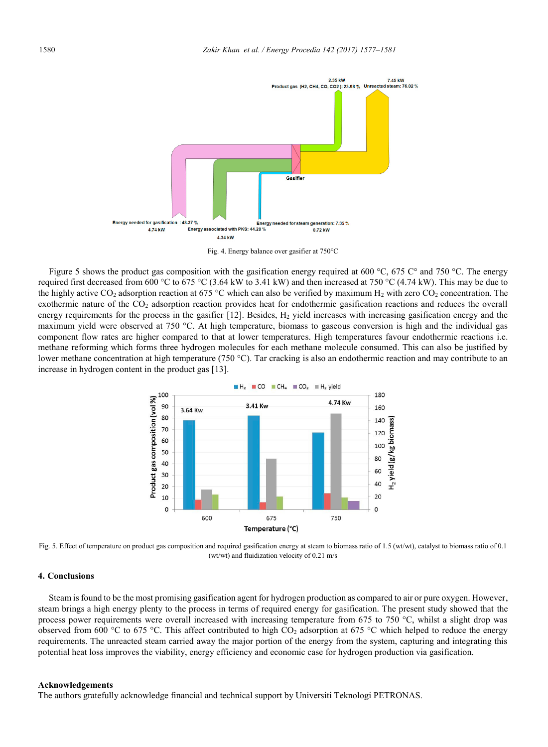Fig. 4. Energy balance over gasifier at 750°C

Figure 5 shows the product gas composition with the gasification energy required at 600 °C, 675 C° and 750 °C. The energy required first decreased from 600 °C to 675 °C (3.64 kW to 3.41 kW) and then increased at 750 °C (4.74 kW). This may be due to the highly active $CO_2$ adsorption reaction at 675 °C which can also be verified by maximum $H_2$ with zero $CO_2$ concentration. The exothermic nature of the $CO_2$ adsorption reaction provides heat for endothermic gasification reactions and reduces the overall energy requirements for the process in the gasifier [12]. Besides, $H_2$ yield increases with increasing gasification energy and the maximum yield were observed at 750 °C. At high temperature, biomass to gaseous conversion is high and the individual gas component flow rates are higher compared to that at lower temperatures. High temperatures favour endothermic reactions i.e. methane reforming which forms three hydrogen molecules for each methane molecule consumed. This can also be justified by lower methane concentration at high temperature (750 °C). Tar cracking is also an endothermic reaction and may contribute to an increase in hydrogen content in the product gas [13].

Fig. 5. Effect of temperature on product gas composition and required gasification energy at steam to biomass ratio of 1.5 (wt/wt), catalyst to biomass ratio of 0.1 (wt/wt) and fluidization velocity of 0.21 m/s

## 4. Conclusions

Steam is found to be the most promising gasification agent for hydrogen production as compared to air or pure oxygen. However, steam brings a high energy plenty to the process in terms of required energy for gasification. The present study showed that the process power requirements were overall increased with increasing temperature from 675 to 750 °C, whilst a slight drop was observed from 600 °C to 675 °C. This affect contributed to high $CO_2$ adsorption at 675 °C which helped to reduce the energy requirements. The unreacted steam carried away the major portion of the energy from the system, capturing and integrating this potential heat loss improves the viability, energy efficiency and economic case for hydrogen production via gasification.

**Acknowledgements**

The authors gratefully acknowledge financial and technical support by Universiti Teknologi PETRONAS.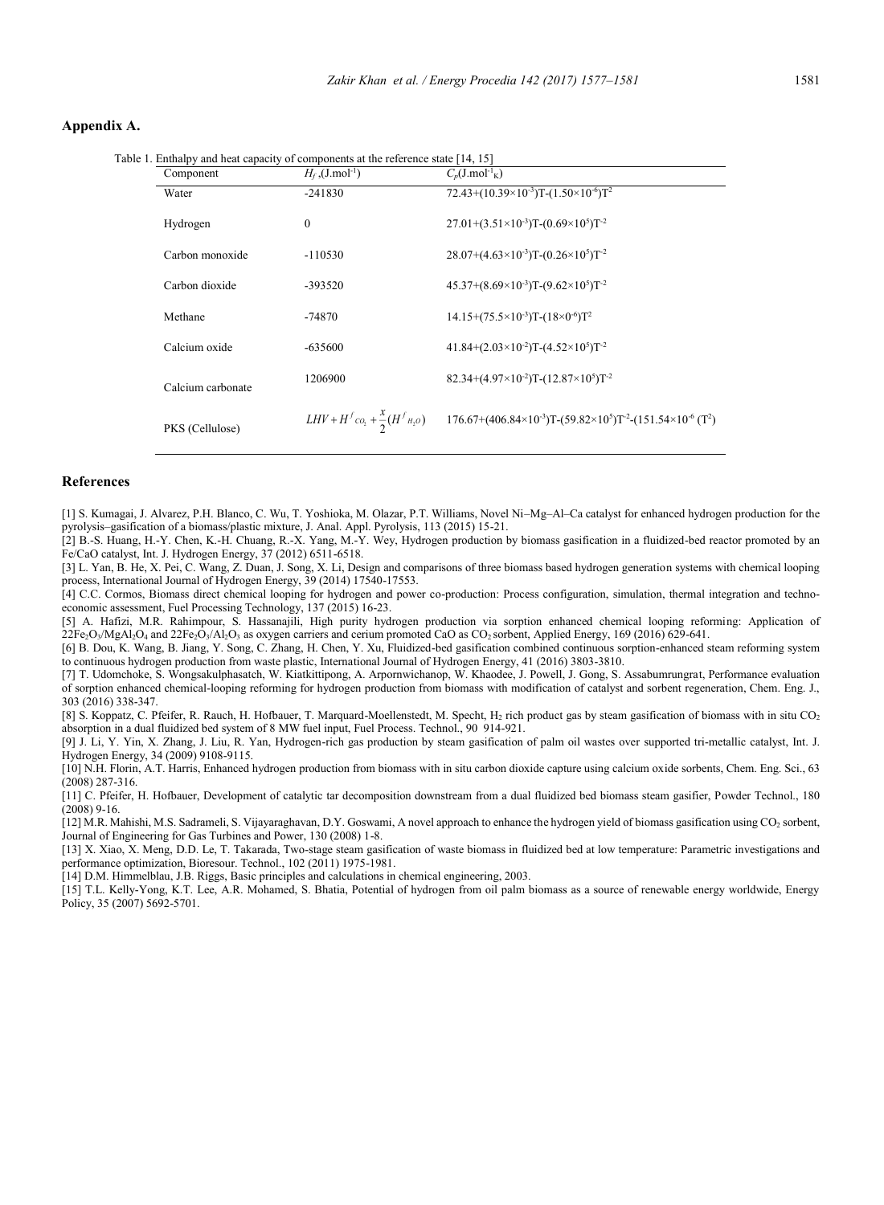## Appendix A.

Table 1. Enthalpy and heat capacity of components at the reference state [14, 15]

| Component | $H_f$ ,(J.mol$^{-1}$) | $C_p$(J.mol$^{-1}$$_K$) |
|---|---|---|
| Water | -241830 | $72.43+(10.39\times10^{-3})T-(1.50\times10^{-6})T^2$ |
| Hydrogen | 0 | $27.01+(3.51\times10^{-3})T-(0.69\times10^5)T^{-2}$ |
| Carbon monoxide | -110530 | $28.07+(4.63\times10^{-3})T-(0.26\times10^5)T^{-2}$ |
| Carbon dioxide | -393520 | $45.37+(8.69\times10^{-3})T-(9.62\times10^5)T^{-2}$ |
| Methane | -74870 | $14.15+(75.5\times10^{-3})T-(18\times0^{-6})T^2$ |
| Calcium oxide | -635600 | $41.84+(2.03\times10^{-2})T-(4.52\times10^5)T^{-2}$ |
| Calcium carbonate | 1206900 | $82.34+(4.97\times10^{-2})T-(12.87\times10^5)T^{-2}$ |
| PKS (Cellulose) | $LHV + H^f{}_{CO_2} + \frac{x}{2}(H^f{}_{H_2O})$ | $176.67+(406.84\times10^{-3})T-(59.82\times10^5)T^{-2}-(151.54\times10^{-6}(T^2)$ |

## References

[1] S. Kumagai, J. Alvarez, P.H. Blanco, C. Wu, T. Yoshioka, M. Olazar, P.T. Williams, Novel Ni–Mg–Al–Ca catalyst for enhanced hydrogen production for the pyrolysis–gasification of a biomass/plastic mixture, J. Anal. Appl. Pyrolysis, 113 (2015) 15-21.

[2] B.-S. Huang, H.-Y. Chen, K.-H. Chuang, R.-X. Yang, M.-Y. Wey, Hydrogen production by biomass gasification in a fluidized-bed reactor promoted by an Fe/CaO catalyst, Int. J. Hydrogen Energy, 37 (2012) 6511-6518.

[3] L. Yan, B. He, X. Pei, C. Wang, Z. Duan, J. Song, X. Li, Design and comparisons of three biomass based hydrogen generation systems with chemical looping process, International Journal of Hydrogen Energy, 39 (2014) 17540-17553.

[4] C.C. Cormos, Biomass direct chemical looping for hydrogen and power co-production: Process configuration, simulation, thermal integration and techno-economic assessment, Fuel Processing Technology, 137 (2015) 16-23.

[5] A. Hafizi, M.R. Rahimpour, S. Hassanajili, High purity hydrogen production via sorption enhanced chemical looping reforming: Application of $22Fe_2O_3/MgAl_2O_4$ and $22Fe_2O_3/Al_2O_3$ as oxygen carriers and cerium promoted CaO as $CO_2$ sorbent, Applied Energy, 169 (2016) 629-641.

[6] B. Dou, K. Wang, B. Jiang, Y. Song, C. Zhang, H. Chen, Y. Xu, Fluidized-bed gasification combined continuous sorption-enhanced steam reforming system to continuous hydrogen production from waste plastic, International Journal of Hydrogen Energy, 41 (2016) 3803-3810.

[7] T. Udomchoke, S. Wongsakulphasatch, W. Kiatkittipong, A. Arpornwichanop, W. Khaodee, J. Powell, J. Gong, S. Assabumrungrat, Performance evaluation of sorption enhanced chemical-looping reforming for hydrogen production from biomass with modification of catalyst and sorbent regeneration, Chem. Eng. J., 303 (2016) 338-347.

[8] S. Koppatz, C. Pfeifer, R. Rauch, H. Hofbauer, T. Marquard-Moellenstedt, M. Specht, $H_2$ rich product gas by steam gasification of biomass with in situ $CO_2$ absorption in a dual fluidized bed system of 8 MW fuel input, Fuel Process. Technol., 90 914-921.

[9] J. Li, Y. Yin, X. Zhang, J. Liu, R. Yan, Hydrogen-rich gas production by steam gasification of palm oil wastes over supported tri-metallic catalyst, Int. J. Hydrogen Energy, 34 (2009) 9108-9115.

[10] N.H. Florin, A.T. Harris, Enhanced hydrogen production from biomass with in situ carbon dioxide capture using calcium oxide sorbents, Chem. Eng. Sci., 63 (2008) 287-316.

[11] C. Pfeifer, H. Hofbauer, Development of catalytic tar decomposition downstream from a dual fluidized bed biomass steam gasifier, Powder Technol., 180 (2008) 9-16.

[12] M.R. Mahishi, M.S. Sadrameli, S. Vijayaraghavan, D.Y. Goswami, A novel approach to enhance the hydrogen yield of biomass gasification using $CO_2$ sorbent, Journal of Engineering for Gas Turbines and Power, 130 (2008) 1-8.

[13] X. Xiao, X. Meng, D.D. Le, T. Takarada, Two-stage steam gasification of waste biomass in fluidized bed at low temperature: Parametric investigations and performance optimization, Bioresour. Technol., 102 (2011) 1975-1981.

[14] D.M. Himmelblau, J.B. Riggs, Basic principles and calculations in chemical engineering, 2003.

[15] T.L. Kelly-Yong, K.T. Lee, A.R. Mohamed, S. Bhatia, Potential of hydrogen from oil palm biomass as a source of renewable energy worldwide, Energy Policy, 35 (2007) 5692-5701.